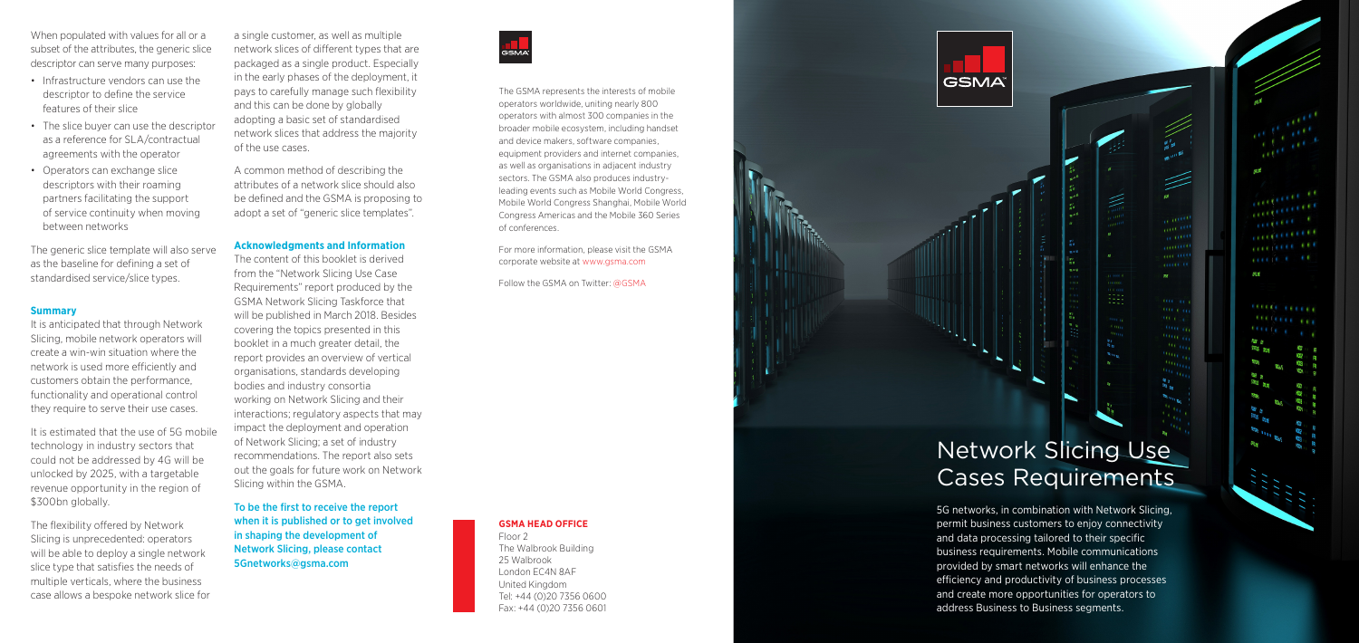When populated with values for all or a subset of the attributes, the generic slice descriptor can serve many purposes:

- Infrastructure vendors can use the descriptor to define the service features of their slice
- The slice buyer can use the descriptor as a reference for SLA/contractual agreements with the operator
- Operators can exchange slice descriptors with their roaming partners facilitating the support of service continuity when moving between networks

The generic slice template will also serve as the baseline for defining a set of standardised service/slice types.

### Summary

It is anticipated that through Network Slicing, mobile network operators will create a win-win situation where the network is used more efficiently and customers obtain the performance, functionality and operational control they require to serve their use cases.

It is estimated that the use of 5G mobile technology in industry sectors that could not be addressed by 4G will be unlocked by 2025, with a targetable revenue opportunity in the region of \$300bn globally.

The flexibility offered by Network Slicing is unprecedented: operators will be able to deploy a single network slice type that satisfies the needs of multiple verticals, where the business case allows a bespoke network slice for a single customer, as well as multiple network slices of different types that are packaged as a single product. Especially in the early phases of the deployment, it pays to carefully manage such flexibility and this can be done by globally adopting a basic set of standardised network slices that address the majority of the use cases.

A common method of describing the attributes of a network slice should also be defined and the GSMA is proposing to adopt a set of "generic slice templates".

### Acknowledgments and Information

The content of this booklet is derived from the "Network Slicing Use Case Requirements" report produced by the GSMA Network Slicing Taskforce that will be published in March 2018. Besides covering the topics presented in this booklet in a much greater detail, the report provides an overview of vertical organisations, standards developing bodies and industry consortia working on Network Slicing and their interactions; regulatory aspects that may impact the deployment and operation of Network Slicing; a set of industry recommendations. The report also sets out the goals for future work on Network Slicing within the GSMA.

**To be the first to receive the report when it is published or to get involved in shaping the development of Network Slicing, please contact 5Gnetworks@gsma.com**

The GSMA represents the interests of mobile operators worldwide, uniting nearly 800 operators with almost 300 companies in the broader mobile ecosystem, including handset and device makers, software companies, equipment providers and internet companies, as well as organisations in adjacent industry sectors. The GSMA also produces industry-leading events such as Mobile World Congress, Mobile World Congress Shanghai, Mobile World Congress Americas and the Mobile 360 Series of conferences.

For more information, please visit the GSMA corporate website at www.gsma.com

Follow the GSMA on Twitter: @GSMA

**GSMA HEAD OFFICE**
Floor 2
The Walbrook Building
25 Walbrook
London EC4N 8AF
United Kingdom
Tel: +44 (0)20 7356 0600
Fax: +44 (0)20 7356 0601

# Network Slicing Use Cases Requirements

5G networks, in combination with Network Slicing, permit business customers to enjoy connectivity and data processing tailored to their specific business requirements. Mobile communications provided by smart networks will enhance the efficiency and productivity of business processes and create more opportunities for operators to address Business to Business segments.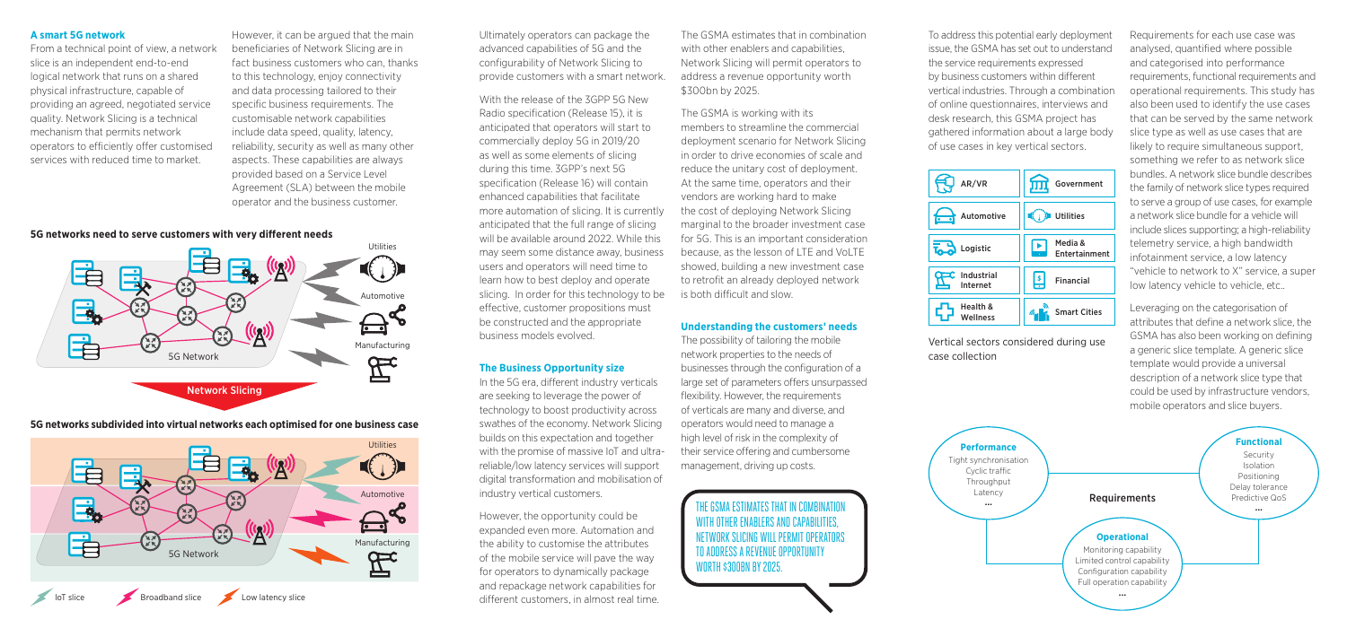## A smart 5G network

From a technical point of view, a network slice is an independent end-to-end logical network that runs on a shared physical infrastructure, capable of providing an agreed, negotiated service quality. Network Slicing is a technical mechanism that permits network operators to efficiently offer customised services with reduced time to market.

However, it can be argued that the main beneficiaries of Network Slicing are in fact business customers who can, thanks to this technology, enjoy connectivity and data processing tailored to their specific business requirements. The customisable network capabilities include data speed, quality, latency, reliability, security as well as many other aspects. These capabilities are always provided based on a Service Level Agreement (SLA) between the mobile operator and the business customer.

**5G networks need to serve customers with very different needs**

Utilities

Automotive

Manufacturing

5G Network

Network Slicing

**5G networks subdivided into virtual networks each optimised for one business case**

Utilities

Automotive

Manufacturing

5G Network

IoT slice

Broadband slice

Low latency slice

Ultimately operators can package the advanced capabilities of 5G and the configurability of Network Slicing to provide customers with a smart network.

With the release of the 3GPP 5G New Radio specification (Release 15), it is anticipated that operators will start to commercially deploy 5G in 2019/20 as well as some elements of slicing during this time. 3GPP's next 5G specification (Release 16) will contain enhanced capabilities that facilitate more automation of slicing. It is currently anticipated that the full range of slicing will be available around 2022. While this may seem some distance away, business users and operators will need time to learn how to best deploy and operate slicing. In order for this technology to be effective, customer propositions must be constructed and the appropriate business models evolved.

## The Business Opportunity size

In the 5G era, different industry verticals are seeking to leverage the power of technology to boost productivity across swathes of the economy. Network Slicing builds on this expectation and together with the promise of massive IoT and ultra-reliable/low latency services will support digital transformation and mobilisation of industry vertical customers.

However, the opportunity could be expanded even more. Automation and the ability to customise the attributes of the mobile service will pave the way for operators to dynamically package and repackage network capabilities for different customers, in almost real time.

The GSMA estimates that in combination with other enablers and capabilities, Network Slicing will permit operators to address a revenue opportunity worth $300bn by 2025.

The GSMA is working with its members to streamline the commercial deployment scenario for Network Slicing in order to drive economies of scale and reduce the unitary cost of deployment. At the same time, operators and their vendors are working hard to make the cost of deploying Network Slicing marginal to the broader investment case for 5G. This is an important consideration because, as the lesson of LTE and VoLTE showed, building a new investment case to retrofit an already deployed network is both difficult and slow.

## Understanding the customers' needs

The possibility of tailoring the mobile network properties to the needs of businesses through the configuration of a large set of parameters offers unsurpassed flexibility. However, the requirements of verticals are many and diverse, and operators would need to manage a high level of risk in the complexity of their service offering and cumbersome management, driving up costs.

> THE GSMA ESTIMATES THAT IN COMBINATION WITH OTHER ENABLERS AND CAPABILITIES, NETWORK SLICING WILL PERMIT OPERATORS TO ADDRESS A REVENUE OPPORTUNITY WORTH $300BN BY 2025.

To address this potential early deployment issue, the GSMA has set out to understand the service requirements expressed by business customers within different vertical industries. Through a combination of online questionnaires, interviews and desk research, this GSMA project has gathered information about a large body of use cases in key vertical sectors.

| | |
|---|---|
| AR/VR | Government |
| Automotive | Utilities |
| Logistic | Media & Entertainment |
| Industrial Internet | Financial |
| Health & Wellness | Smart Cities |

Vertical sectors considered during use case collection

Requirements for each use case was analysed, quantified where possible and categorised into performance requirements, functional requirements and operational requirements. This study has also been used to identify the use cases that can be served by the same network slice type as well as use cases that are likely to require simultaneous support, something we refer to as network slice bundles. A network slice bundle describes the family of network slice types required to serve a group of use cases, for example a network slice bundle for a vehicle will include slices supporting; a high-reliability telemetry service, a high bandwidth infotainment service, a low latency "vehicle to network to X" service, a super low latency vehicle to vehicle, etc..

Leveraging on the categorisation of attributes that define a network slice, the GSMA has also been working on defining a generic slice template. A generic slice template would provide a universal description of a network slice type that could be used by infrastructure vendors, mobile operators and slice buyers.

Requirements

**Performance**
Tight synchronisation
Cyclic traffic
Throughput
Latency
...

**Functional**
Security
Isolation
Positioning
Delay tolerance
Predictive QoS
...

**Operational**
Monitoring capability
Limited control capability
Configuration capability
Full operation capability
...